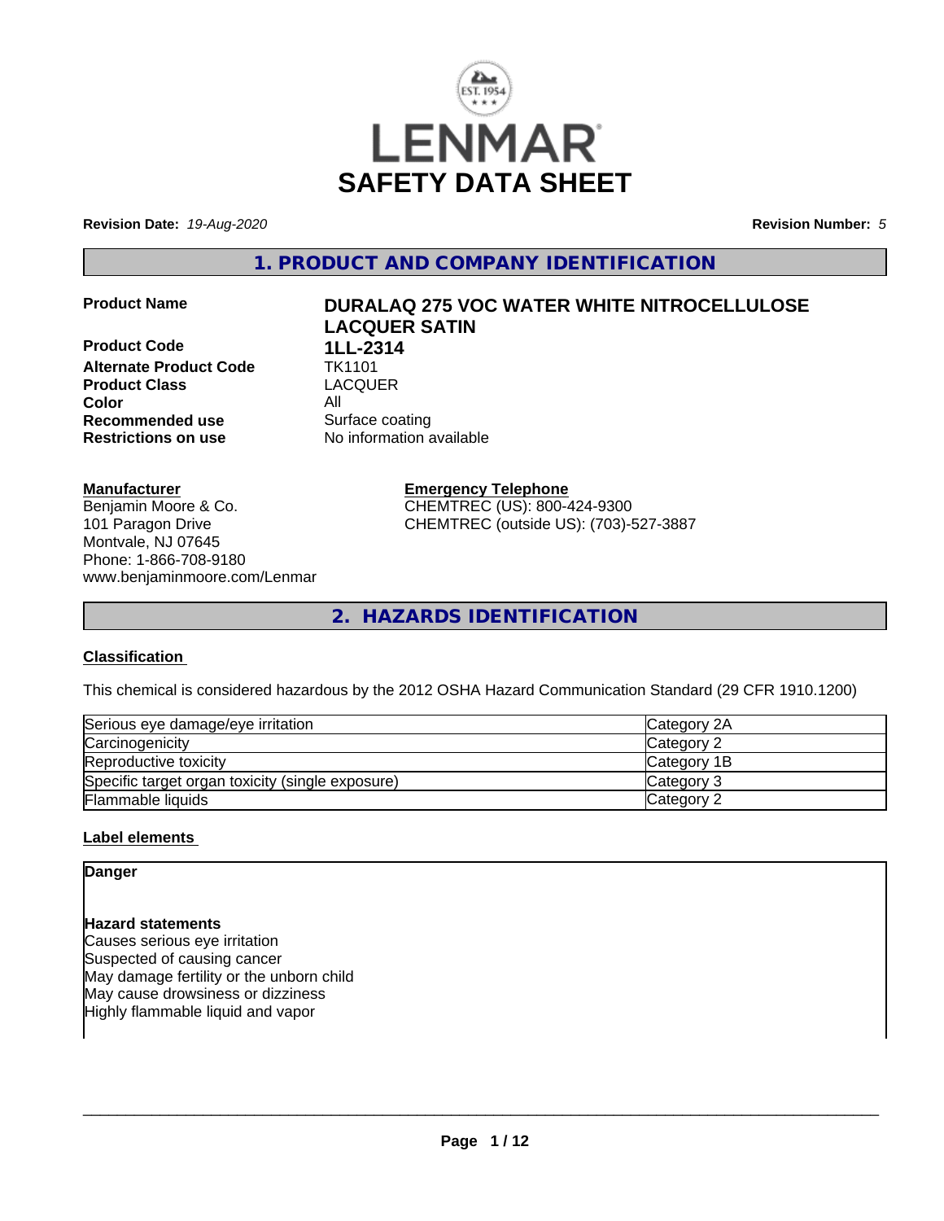LENMAR

# SAFETY DATA SHEET

**Revision Date:** *19-Aug-2020* **Revision Number:** *5*

## 1. PRODUCT AND COMPANY IDENTIFICATION

| | |
|---|---|
| **Product Name** | **DURALAQ 275 VOC WATER WHITE NITROCELLULOSE LACQUER SATIN** |
| **Product Code** | **1LL-2314** |
| **Alternate Product Code** | TK1101 |
| **Product Class** | LACQUER |
| **Color** | All |
| **Recommended use** | Surface coating |
| **Restrictions on use** | No information available |

**Manufacturer**
Benjamin Moore & Co.
101 Paragon Drive
Montvale, NJ 07645
Phone: 1-866-708-9180
www.benjaminmoore.com/Lenmar

**Emergency Telephone**
CHEMTREC (US): 800-424-9300
CHEMTREC (outside US): (703)-527-3887

## 2. HAZARDS IDENTIFICATION

### Classification

This chemical is considered hazardous by the 2012 OSHA Hazard Communication Standard (29 CFR 1910.1200)

| | |
|---|---|
| Serious eye damage/eye irritation | Category 2A |
| Carcinogenicity | Category 2 |
| Reproductive toxicity | Category 1B |
| Specific target organ toxicity (single exposure) | Category 3 |
| Flammable liquids | Category 2 |

### Label elements

**Danger**

**Hazard statements**
Causes serious eye irritation
Suspected of causing cancer
May damage fertility or the unborn child
May cause drowsiness or dizziness
Highly flammable liquid and vapor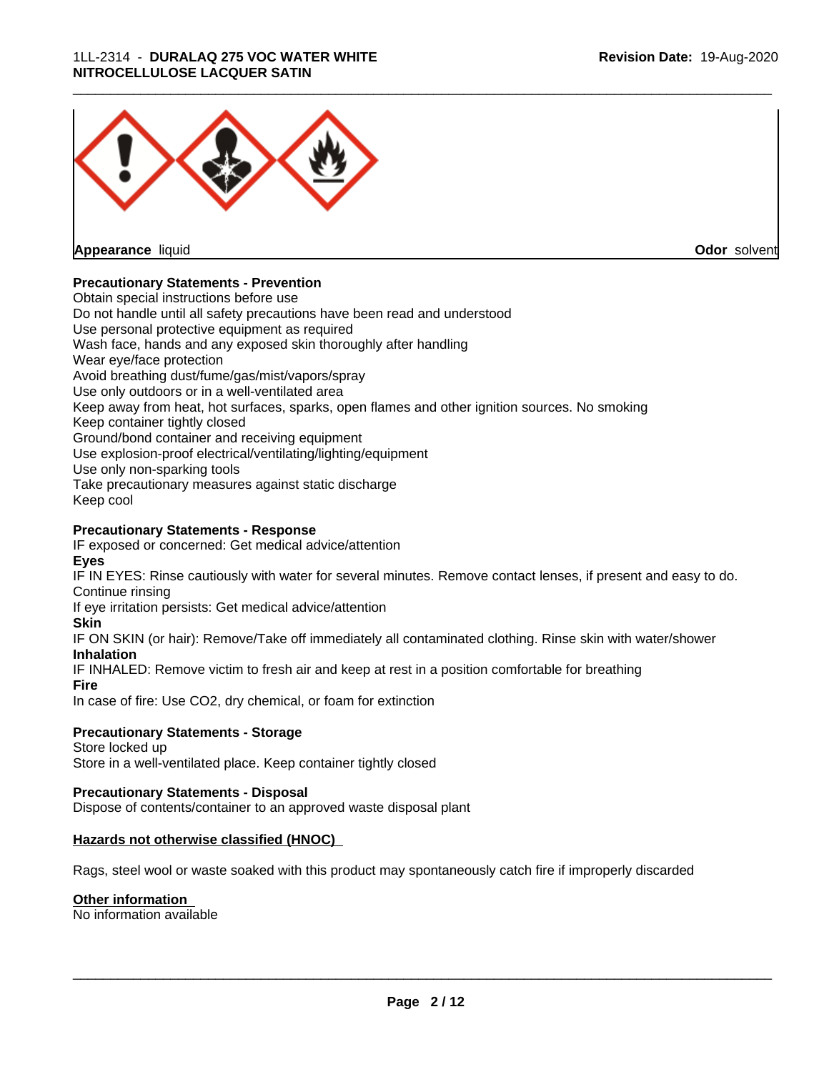**Appearance** liquid **Odor** solvent

**Precautionary Statements - Prevention**

Obtain special instructions before use
Do not handle until all safety precautions have been read and understood
Use personal protective equipment as required
Wash face, hands and any exposed skin thoroughly after handling
Wear eye/face protection
Avoid breathing dust/fume/gas/mist/vapors/spray
Use only outdoors or in a well-ventilated area
Keep away from heat, hot surfaces, sparks, open flames and other ignition sources. No smoking
Keep container tightly closed
Ground/bond container and receiving equipment
Use explosion-proof electrical/ventilating/lighting/equipment
Use only non-sparking tools
Take precautionary measures against static discharge
Keep cool

**Precautionary Statements - Response**

IF exposed or concerned: Get medical advice/attention

**Eyes**

IF IN EYES: Rinse cautiously with water for several minutes. Remove contact lenses, if present and easy to do. Continue rinsing
If eye irritation persists: Get medical advice/attention

**Skin**

IF ON SKIN (or hair): Remove/Take off immediately all contaminated clothing. Rinse skin with water/shower

**Inhalation**

IF INHALED: Remove victim to fresh air and keep at rest in a position comfortable for breathing

**Fire**

In case of fire: Use CO2, dry chemical, or foam for extinction

**Precautionary Statements - Storage**

Store locked up
Store in a well-ventilated place. Keep container tightly closed

**Precautionary Statements - Disposal**

Dispose of contents/container to an approved waste disposal plant

**Hazards not otherwise classified (HNOC)**

Rags, steel wool or waste soaked with this product may spontaneously catch fire if improperly discarded

**Other information**

No information available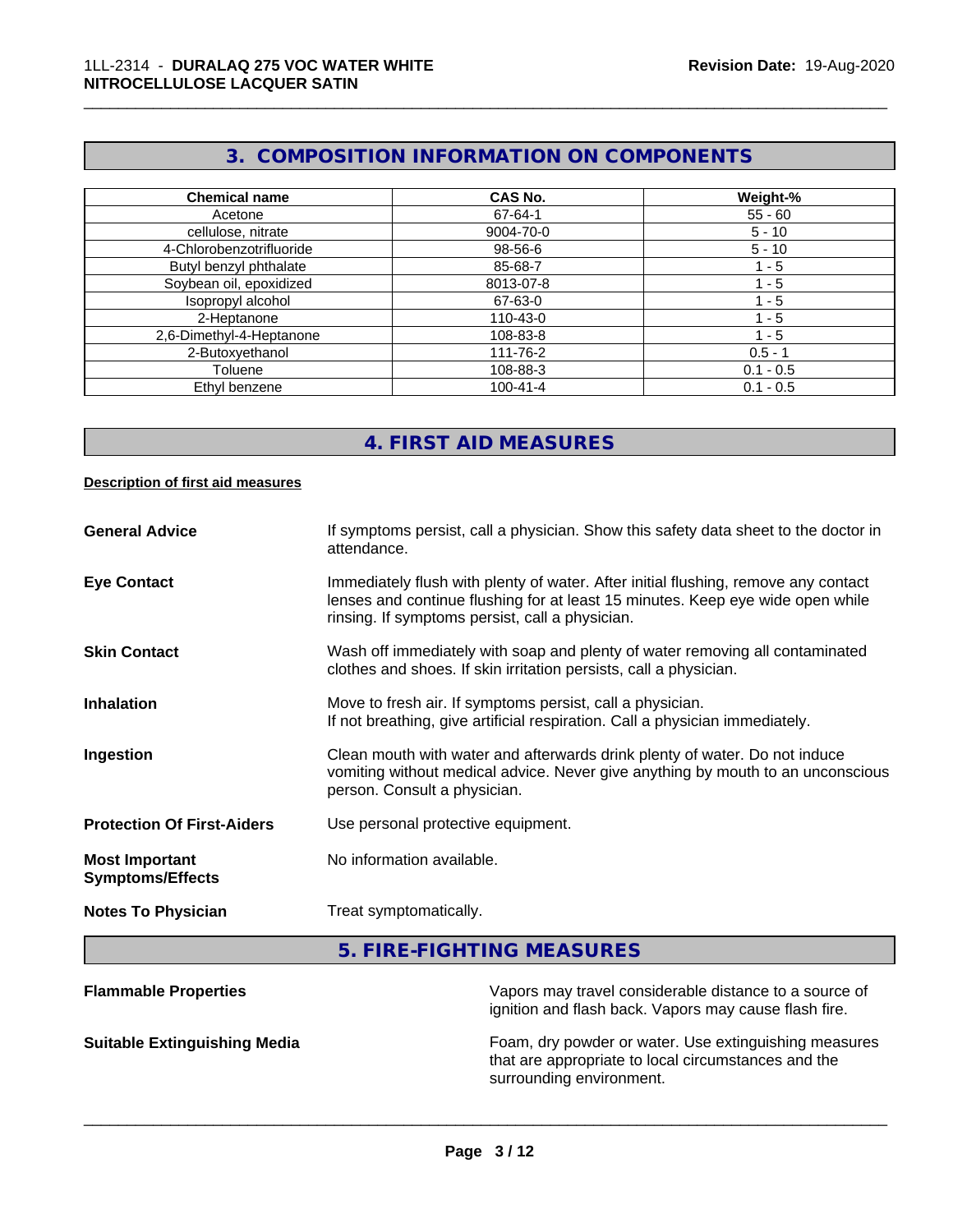## 3. COMPOSITION INFORMATION ON COMPONENTS

| Chemical name | CAS No. | Weight-% |
|---|---|---|
| Acetone | 67-64-1 | 55 - 60 |
| cellulose, nitrate | 9004-70-0 | 5 - 10 |
| 4-Chlorobenzotrifluoride | 98-56-6 | 5 - 10 |
| Butyl benzyl phthalate | 85-68-7 | 1 - 5 |
| Soybean oil, epoxidized | 8013-07-8 | 1 - 5 |
| Isopropyl alcohol | 67-63-0 | 1 - 5 |
| 2-Heptanone | 110-43-0 | 1 - 5 |
| 2,6-Dimethyl-4-Heptanone | 108-83-8 | 1 - 5 |
| 2-Butoxyethanol | 111-76-2 | 0.5 - 1 |
| Toluene | 108-88-3 | 0.1 - 0.5 |
| Ethyl benzene | 100-41-4 | 0.1 - 0.5 |

## 4. FIRST AID MEASURES

**Description of first aid measures**

**General Advice** If symptoms persist, call a physician. Show this safety data sheet to the doctor in attendance.

**Eye Contact** Immediately flush with plenty of water. After initial flushing, remove any contact lenses and continue flushing for at least 15 minutes. Keep eye wide open while rinsing. If symptoms persist, call a physician.

**Skin Contact** Wash off immediately with soap and plenty of water removing all contaminated clothes and shoes. If skin irritation persists, call a physician.

**Inhalation** Move to fresh air. If symptoms persist, call a physician.
If not breathing, give artificial respiration. Call a physician immediately.

**Ingestion** Clean mouth with water and afterwards drink plenty of water. Do not induce vomiting without medical advice. Never give anything by mouth to an unconscious person. Consult a physician.

**Protection Of First-Aiders** Use personal protective equipment.

**Most Important Symptoms/Effects** No information available.

**Notes To Physician** Treat symptomatically.

## 5. FIRE-FIGHTING MEASURES

**Flammable Properties** Vapors may travel considerable distance to a source of ignition and flash back. Vapors may cause flash fire.

**Suitable Extinguishing Media** Foam, dry powder or water. Use extinguishing measures that are appropriate to local circumstances and the surrounding environment.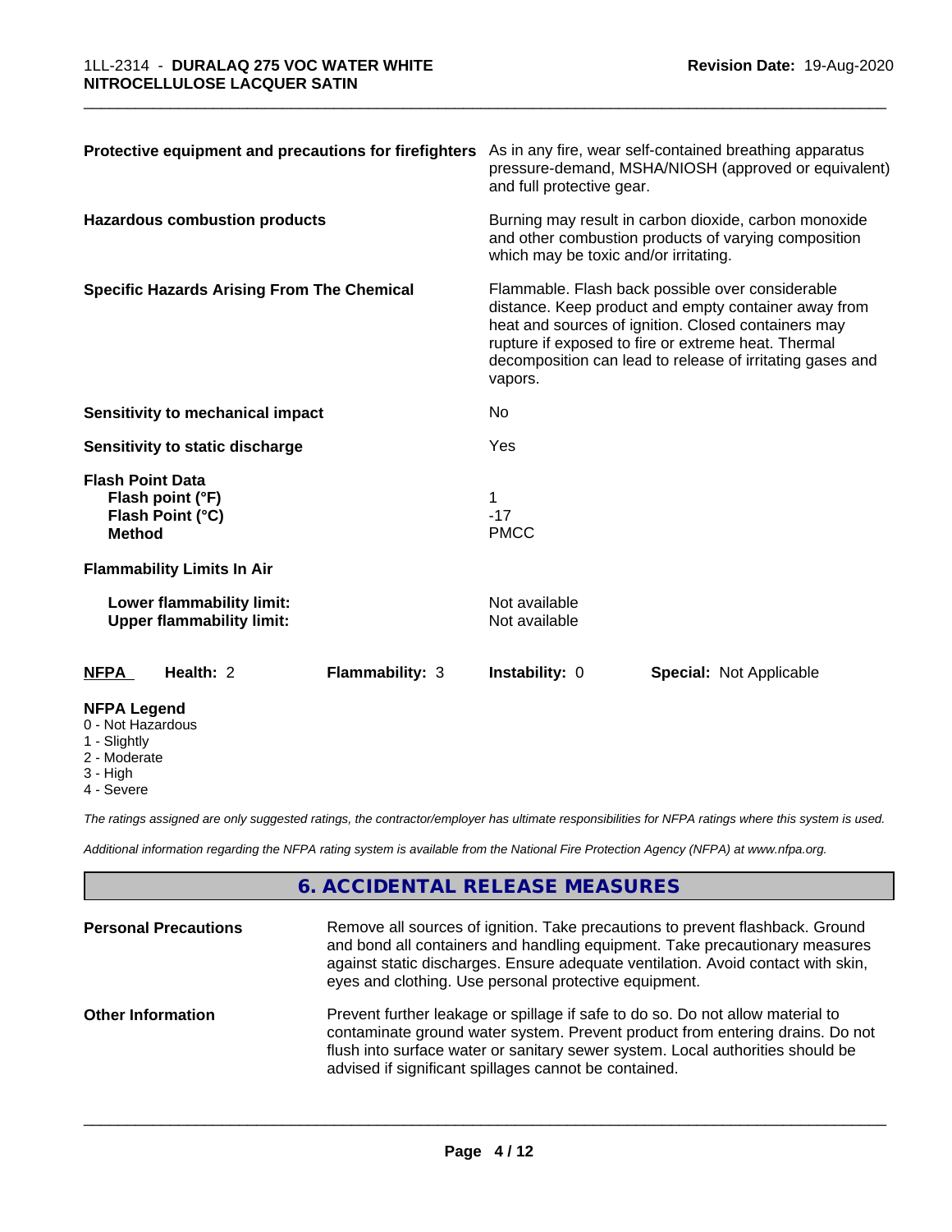| | |
|---|---|
| **Protective equipment and precautions for firefighters** | As in any fire, wear self-contained breathing apparatus pressure-demand, MSHA/NIOSH (approved or equivalent) and full protective gear. |
| **Hazardous combustion products** | Burning may result in carbon dioxide, carbon monoxide and other combustion products of varying composition which may be toxic and/or irritating. |
| **Specific Hazards Arising From The Chemical** | Flammable. Flash back possible over considerable distance. Keep product and empty container away from heat and sources of ignition. Closed containers may rupture if exposed to fire or extreme heat. Thermal decomposition can lead to release of irritating gases and vapors. |
| **Sensitivity to mechanical impact** | No |
| **Sensitivity to static discharge** | Yes |

**Flash Point Data**

| | |
|---|---|
| **Flash point (°F)** | 1 |
| **Flash Point (°C)** | -17 |
| **Method** | PMCC |

**Flammability Limits In Air**

| | |
|---|---|
| **Lower flammability limit:** | Not available |
| **Upper flammability limit:** | Not available |

| **NFPA** | **Health:** 2 | **Flammability:** 3 | **Instability:** 0 | **Special:** Not Applicable |
|---|---|---|---|---|

**NFPA Legend**
- 0 - Not Hazardous
- 1 - Slightly
- 2 - Moderate
- 3 - High
- 4 - Severe

*The ratings assigned are only suggested ratings, the contractor/employer has ultimate responsibilities for NFPA ratings where this system is used.*

*Additional information regarding the NFPA rating system is available from the National Fire Protection Agency (NFPA) at www.nfpa.org.*

## 6. ACCIDENTAL RELEASE MEASURES

| | |
|---|---|
| **Personal Precautions** | Remove all sources of ignition. Take precautions to prevent flashback. Ground and bond all containers and handling equipment. Take precautionary measures against static discharges. Ensure adequate ventilation. Avoid contact with skin, eyes and clothing. Use personal protective equipment. |
| **Other Information** | Prevent further leakage or spillage if safe to do so. Do not allow material to contaminate ground water system. Prevent product from entering drains. Do not flush into surface water or sanitary sewer system. Local authorities should be advised if significant spillages cannot be contained. |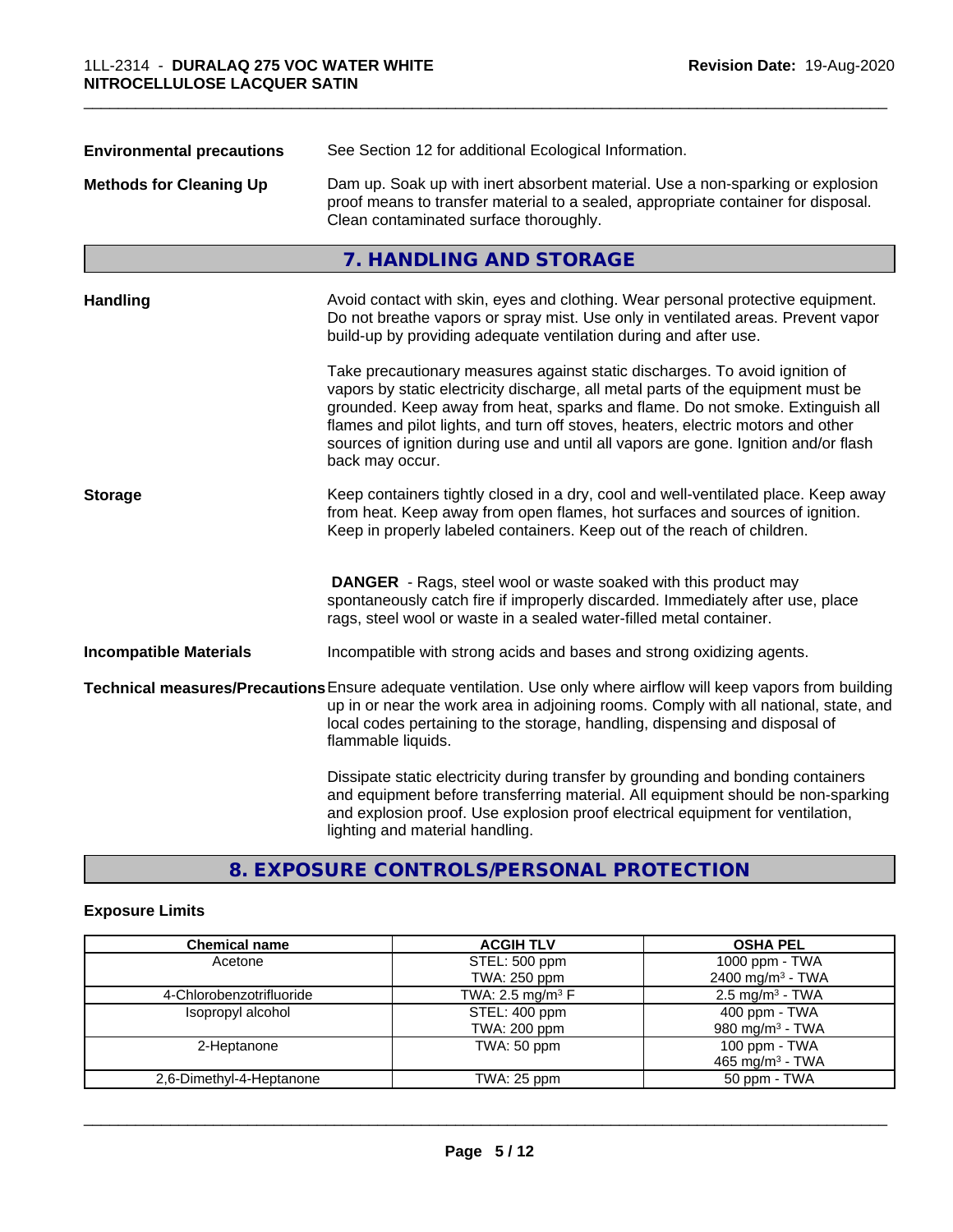| | |
|---|---|
| **Environmental precautions** | See Section 12 for additional Ecological Information. |
| **Methods for Cleaning Up** | Dam up. Soak up with inert absorbent material. Use a non-sparking or explosion proof means to transfer material to a sealed, appropriate container for disposal. Clean contaminated surface thoroughly. |

## 7. HANDLING AND STORAGE

**Handling**

Avoid contact with skin, eyes and clothing. Wear personal protective equipment. Do not breathe vapors or spray mist. Use only in ventilated areas. Prevent vapor build-up by providing adequate ventilation during and after use.

Take precautionary measures against static discharges. To avoid ignition of vapors by static electricity discharge, all metal parts of the equipment must be grounded. Keep away from heat, sparks and flame. Do not smoke. Extinguish all flames and pilot lights, and turn off stoves, heaters, electric motors and other sources of ignition during use and until all vapors are gone. Ignition and/or flash back may occur.

**Storage**

Keep containers tightly closed in a dry, cool and well-ventilated place. Keep away from heat. Keep away from open flames, hot surfaces and sources of ignition. Keep in properly labeled containers. Keep out of the reach of children.

**DANGER** - Rags, steel wool or waste soaked with this product may spontaneously catch fire if improperly discarded. Immediately after use, place rags, steel wool or waste in a sealed water-filled metal container.

**Incompatible Materials**

Incompatible with strong acids and bases and strong oxidizing agents.

**Technical measures/Precautions**

Ensure adequate ventilation. Use only where airflow will keep vapors from building up in or near the work area in adjoining rooms. Comply with all national, state, and local codes pertaining to the storage, handling, dispensing and disposal of flammable liquids.

Dissipate static electricity during transfer by grounding and bonding containers and equipment before transferring material. All equipment should be non-sparking and explosion proof. Use explosion proof electrical equipment for ventilation, lighting and material handling.

## 8. EXPOSURE CONTROLS/PERSONAL PROTECTION

### Exposure Limits

| Chemical name | ACGIH TLV | OSHA PEL |
|---|---|---|
| Acetone | STEL: 500 ppm<br>TWA: 250 ppm | 1000 ppm - TWA<br>2400 mg/m³ - TWA |
| 4-Chlorobenzotrifluoride | TWA: 2.5 mg/m³ F | 2.5 mg/m³ - TWA |
| Isopropyl alcohol | STEL: 400 ppm<br>TWA: 200 ppm | 400 ppm - TWA<br>980 mg/m³ - TWA |
| 2-Heptanone | TWA: 50 ppm | 100 ppm - TWA<br>465 mg/m³ - TWA |
| 2,6-Dimethyl-4-Heptanone | TWA: 25 ppm | 50 ppm - TWA |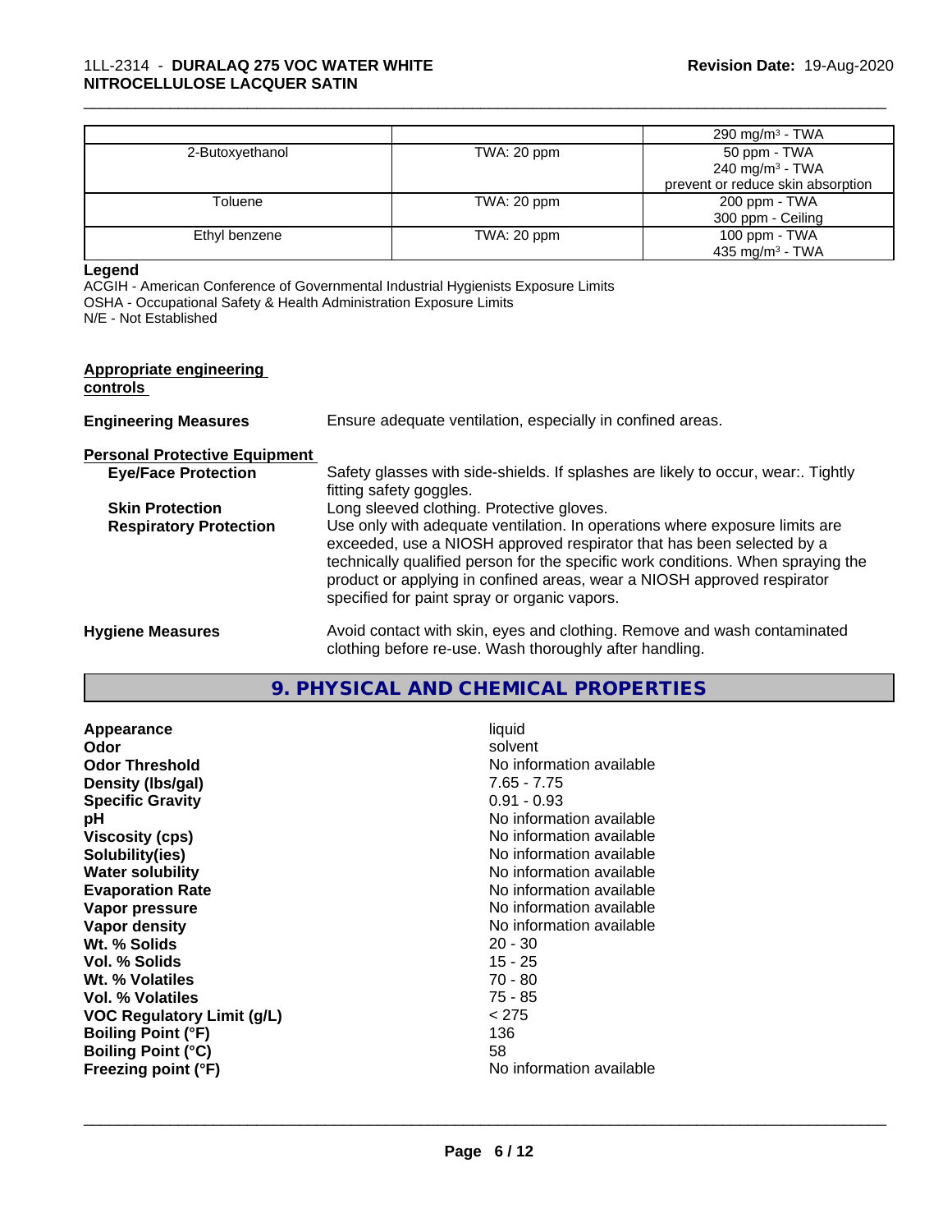| | | 290 mg/m³ - TWA |
|---|---|---|
| 2-Butoxyethanol | TWA: 20 ppm | 50 ppm - TWA<br>240 mg/m³ - TWA<br>prevent or reduce skin absorption |
| Toluene | TWA: 20 ppm | 200 ppm - TWA<br>300 ppm - Ceiling |
| Ethyl benzene | TWA: 20 ppm | 100 ppm - TWA<br>435 mg/m³ - TWA |

**Legend**

ACGIH - American Conference of Governmental Industrial Hygienists Exposure Limits
OSHA - Occupational Safety & Health Administration Exposure Limits
N/E - Not Established

**Appropriate engineering controls**

**Engineering Measures** Ensure adequate ventilation, especially in confined areas.

**Personal Protective Equipment**

**Eye/Face Protection** Safety glasses with side-shields. If splashes are likely to occur, wear:. Tightly fitting safety goggles.

**Skin Protection** Long sleeved clothing. Protective gloves.

**Respiratory Protection** Use only with adequate ventilation. In operations where exposure limits are exceeded, use a NIOSH approved respirator that has been selected by a technically qualified person for the specific work conditions. When spraying the product or applying in confined areas, wear a NIOSH approved respirator specified for paint spray or organic vapors.

**Hygiene Measures** Avoid contact with skin, eyes and clothing. Remove and wash contaminated clothing before re-use. Wash thoroughly after handling.

## 9. PHYSICAL AND CHEMICAL PROPERTIES

| | |
|---|---|
| **Appearance** | liquid |
| **Odor** | solvent |
| **Odor Threshold** | No information available |
| **Density (lbs/gal)** | 7.65 - 7.75 |
| **Specific Gravity** | 0.91 - 0.93 |
| **pH** | No information available |
| **Viscosity (cps)** | No information available |
| **Solubility(ies)** | No information available |
| **Water solubility** | No information available |
| **Evaporation Rate** | No information available |
| **Vapor pressure** | No information available |
| **Vapor density** | No information available |
| **Wt. % Solids** | 20 - 30 |
| **Vol. % Solids** | 15 - 25 |
| **Wt. % Volatiles** | 70 - 80 |
| **Vol. % Volatiles** | 75 - 85 |
| **VOC Regulatory Limit (g/L)** | < 275 |
| **Boiling Point (°F)** | 136 |
| **Boiling Point (°C)** | 58 |
| **Freezing point (°F)** | No information available |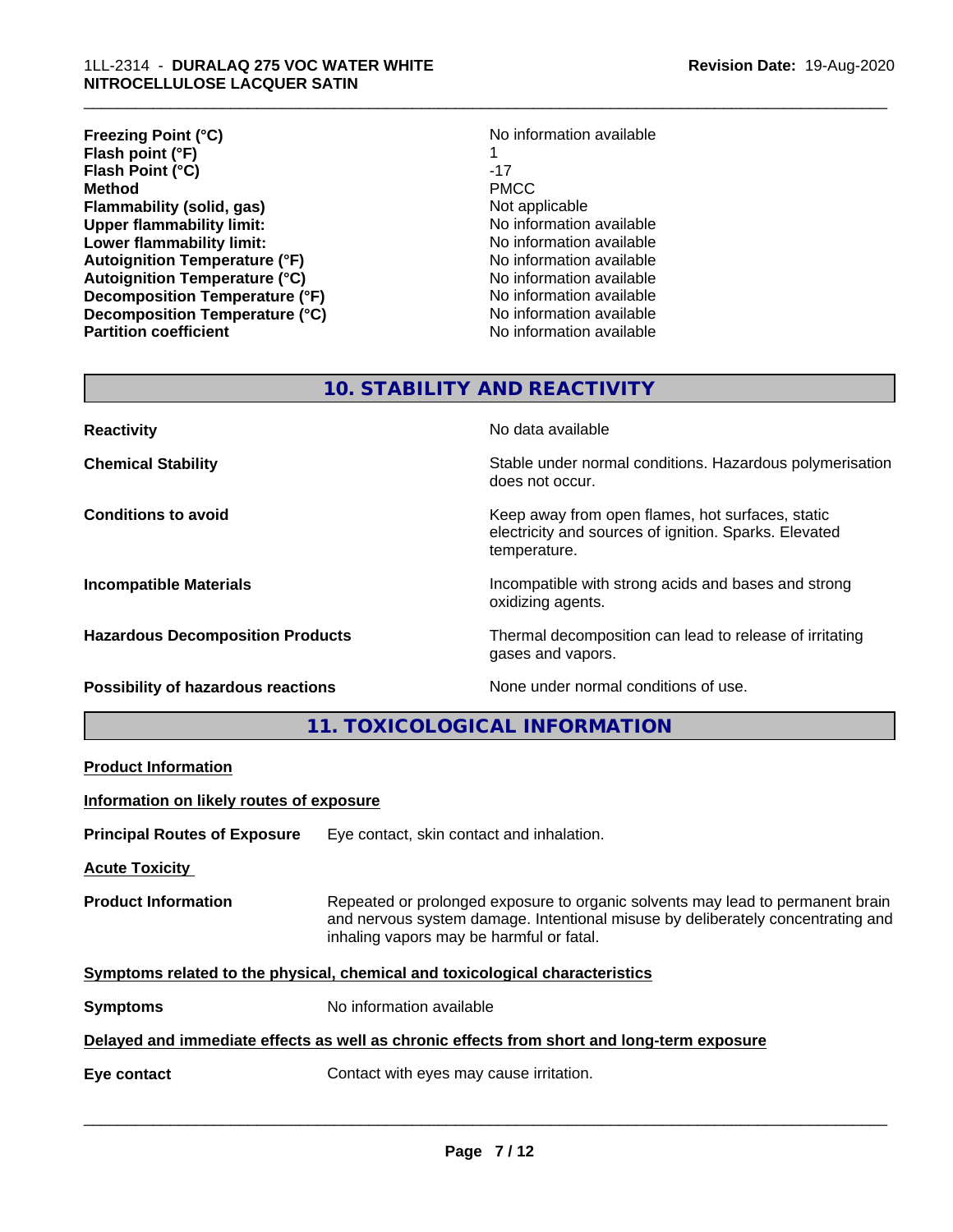| | |
|---|---|
| **Freezing Point (°C)** | No information available |
| **Flash point (°F)** | 1 |
| **Flash Point (°C)** | -17 |
| **Method** | PMCC |
| **Flammability (solid, gas)** | Not applicable |
| **Upper flammability limit:** | No information available |
| **Lower flammability limit:** | No information available |
| **Autoignition Temperature (°F)** | No information available |
| **Autoignition Temperature (°C)** | No information available |
| **Decomposition Temperature (°F)** | No information available |
| **Decomposition Temperature (°C)** | No information available |
| **Partition coefficient** | No information available |

## 10. STABILITY AND REACTIVITY

| | |
|---|---|
| **Reactivity** | No data available |
| **Chemical Stability** | Stable under normal conditions. Hazardous polymerisation does not occur. |
| **Conditions to avoid** | Keep away from open flames, hot surfaces, static electricity and sources of ignition. Sparks. Elevated temperature. |
| **Incompatible Materials** | Incompatible with strong acids and bases and strong oxidizing agents. |
| **Hazardous Decomposition Products** | Thermal decomposition can lead to release of irritating gases and vapors. |
| **Possibility of hazardous reactions** | None under normal conditions of use. |

## 11. TOXICOLOGICAL INFORMATION

**Product Information**

**Information on likely routes of exposure**

**Principal Routes of Exposure** Eye contact, skin contact and inhalation.

**Acute Toxicity**

**Product Information** Repeated or prolonged exposure to organic solvents may lead to permanent brain and nervous system damage. Intentional misuse by deliberately concentrating and inhaling vapors may be harmful or fatal.

**Symptoms related to the physical, chemical and toxicological characteristics**

**Symptoms** No information available

**Delayed and immediate effects as well as chronic effects from short and long-term exposure**

**Eye contact** Contact with eyes may cause irritation.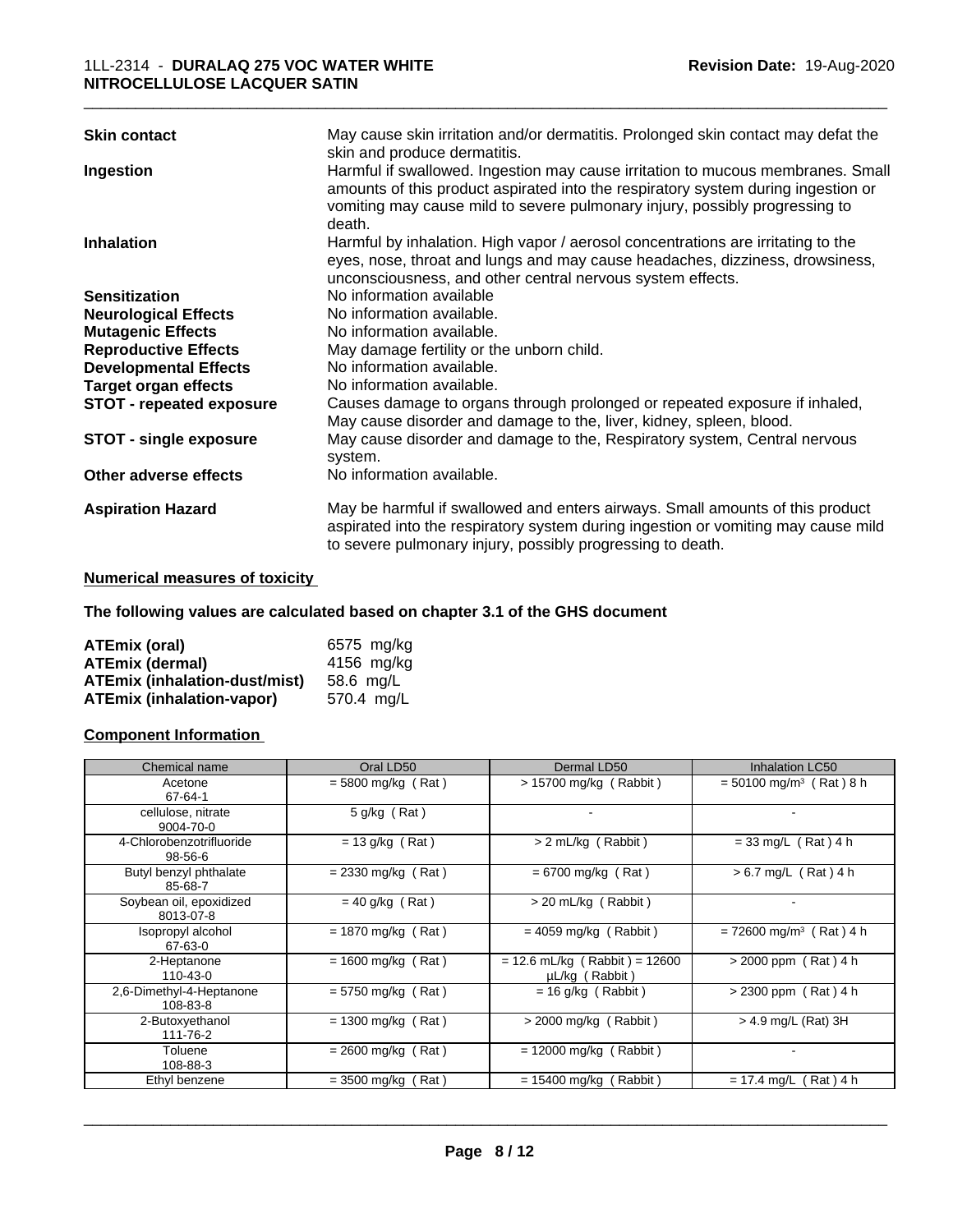| | |
|---|---|
| **Skin contact** | May cause skin irritation and/or dermatitis. Prolonged skin contact may defat the skin and produce dermatitis. |
| **Ingestion** | Harmful if swallowed. Ingestion may cause irritation to mucous membranes. Small amounts of this product aspirated into the respiratory system during ingestion or vomiting may cause mild to severe pulmonary injury, possibly progressing to death. |
| **Inhalation** | Harmful by inhalation. High vapor / aerosol concentrations are irritating to the eyes, nose, throat and lungs and may cause headaches, dizziness, drowsiness, unconsciousness, and other central nervous system effects. |
| **Sensitization** | No information available |
| **Neurological Effects** | No information available. |
| **Mutagenic Effects** | No information available. |
| **Reproductive Effects** | May damage fertility or the unborn child. |
| **Developmental Effects** | No information available. |
| **Target organ effects** | No information available. |
| **STOT - repeated exposure** | Causes damage to organs through prolonged or repeated exposure if inhaled, May cause disorder and damage to the, liver, kidney, spleen, blood. |
| **STOT - single exposure** | May cause disorder and damage to the, Respiratory system, Central nervous system. |
| **Other adverse effects** | No information available. |
| **Aspiration Hazard** | May be harmful if swallowed and enters airways. Small amounts of this product aspirated into the respiratory system during ingestion or vomiting may cause mild to severe pulmonary injury, possibly progressing to death. |

**Numerical measures of toxicity**

**The following values are calculated based on chapter 3.1 of the GHS document**

| | |
|---|---|
| **ATEmix (oral)** | 6575 mg/kg |
| **ATEmix (dermal)** | 4156 mg/kg |
| **ATEmix (inhalation-dust/mist)** | 58.6 mg/L |
| **ATEmix (inhalation-vapor)** | 570.4 mg/L |

**Component Information**

| Chemical name | Oral LD50 | Dermal LD50 | Inhalation LC50 |
|---|---|---|---|
| Acetone<br>67-64-1 | = 5800 mg/kg ( Rat ) | > 15700 mg/kg ( Rabbit ) | = 50100 mg/m³ ( Rat ) 8 h |
| cellulose, nitrate<br>9004-70-0 | 5 g/kg ( Rat ) | - | - |
| 4-Chlorobenzotrifluoride<br>98-56-6 | = 13 g/kg ( Rat ) | > 2 mL/kg ( Rabbit ) | = 33 mg/L ( Rat ) 4 h |
| Butyl benzyl phthalate<br>85-68-7 | = 2330 mg/kg ( Rat ) | = 6700 mg/kg ( Rat ) | > 6.7 mg/L ( Rat ) 4 h |
| Soybean oil, epoxidized<br>8013-07-8 | = 40 g/kg ( Rat ) | > 20 mL/kg ( Rabbit ) | - |
| Isopropyl alcohol<br>67-63-0 | = 1870 mg/kg ( Rat ) | = 4059 mg/kg ( Rabbit ) | = 72600 mg/m³ ( Rat ) 4 h |
| 2-Heptanone<br>110-43-0 | = 1600 mg/kg ( Rat ) | = 12.6 mL/kg ( Rabbit ) = 12600 µL/kg ( Rabbit ) | > 2000 ppm ( Rat ) 4 h |
| 2,6-Dimethyl-4-Heptanone<br>108-83-8 | = 5750 mg/kg ( Rat ) | = 16 g/kg ( Rabbit ) | > 2300 ppm ( Rat ) 4 h |
| 2-Butoxyethanol<br>111-76-2 | = 1300 mg/kg ( Rat ) | > 2000 mg/kg ( Rabbit ) | > 4.9 mg/L (Rat) 3H |
| Toluene<br>108-88-3 | = 2600 mg/kg ( Rat ) | = 12000 mg/kg ( Rabbit ) | - |
| Ethyl benzene | = 3500 mg/kg ( Rat ) | = 15400 mg/kg ( Rabbit ) | = 17.4 mg/L ( Rat ) 4 h |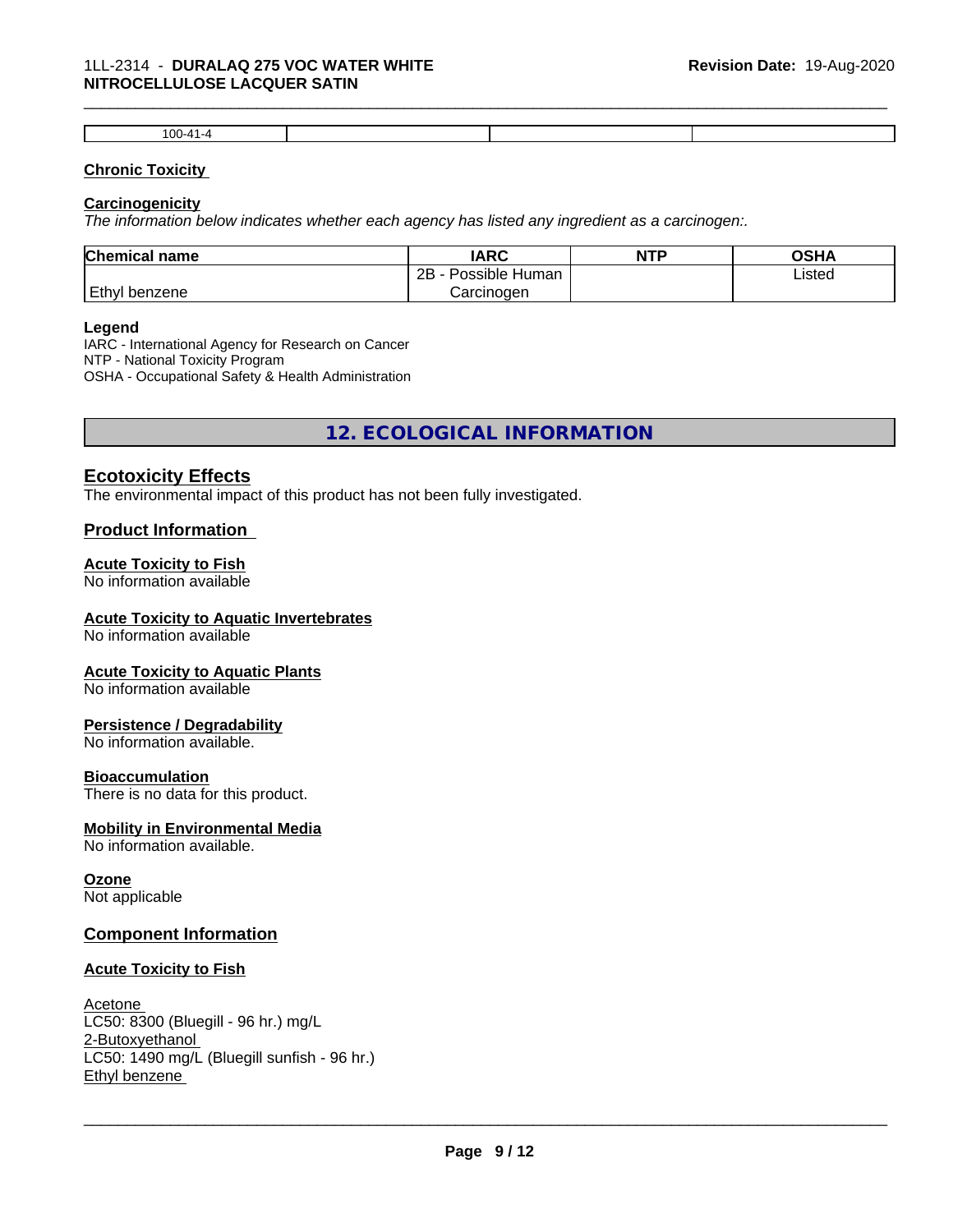| 100-41-4 | | | |
|---|---|---|---|

**Chronic Toxicity**

**Carcinogenicity**

*The information below indicates whether each agency has listed any ingredient as a carcinogen:.*

| Chemical name | IARC | NTP | OSHA |
|---|---|---|---|
| Ethyl benzene | 2B - Possible Human Carcinogen | | Listed |

**Legend**

IARC - International Agency for Research on Cancer
NTP - National Toxicity Program
OSHA - Occupational Safety & Health Administration

## 12. ECOLOGICAL INFORMATION

### Ecotoxicity Effects

The environmental impact of this product has not been fully investigated.

### Product Information

**Acute Toxicity to Fish**
No information available

**Acute Toxicity to Aquatic Invertebrates**
No information available

**Acute Toxicity to Aquatic Plants**
No information available

**Persistence / Degradability**
No information available.

**Bioaccumulation**
There is no data for this product.

**Mobility in Environmental Media**
No information available.

**Ozone**
Not applicable

### Component Information

**Acute Toxicity to Fish**

Acetone
LC50: 8300 (Bluegill - 96 hr.) mg/L
2-Butoxyethanol
LC50: 1490 mg/L (Bluegill sunfish - 96 hr.)
Ethyl benzene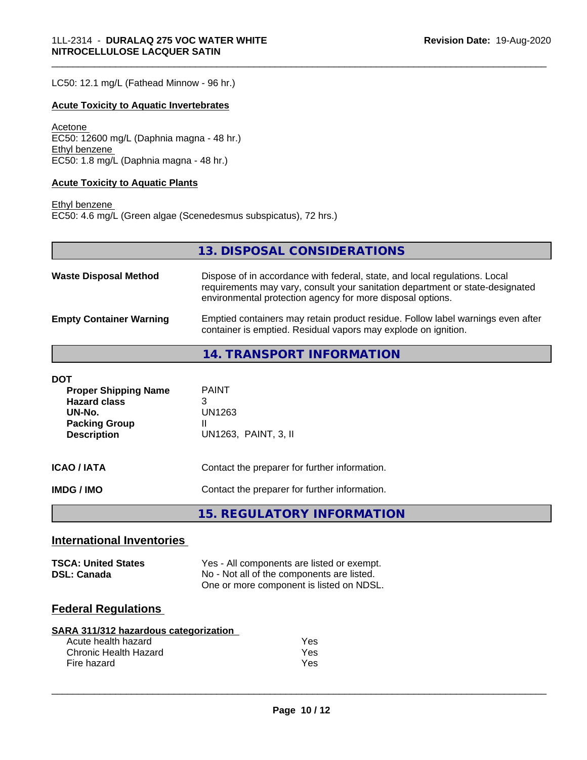LC50: 12.1 mg/L (Fathead Minnow - 96 hr.)

**Acute Toxicity to Aquatic Invertebrates**

Acetone
EC50: 12600 mg/L (Daphnia magna - 48 hr.)
Ethyl benzene
EC50: 1.8 mg/L (Daphnia magna - 48 hr.)

**Acute Toxicity to Aquatic Plants**

Ethyl benzene
EC50: 4.6 mg/L (Green algae (Scenedesmus subspicatus), 72 hrs.)

## 13. DISPOSAL CONSIDERATIONS

| | |
|---|---|
| **Waste Disposal Method** | Dispose of in accordance with federal, state, and local regulations. Local requirements may vary, consult your sanitation department or state-designated environmental protection agency for more disposal options. |
| **Empty Container Warning** | Emptied containers may retain product residue. Follow label warnings even after container is emptied. Residual vapors may explode on ignition. |

## 14. TRANSPORT INFORMATION

**DOT**

| | |
|---|---|
| **Proper Shipping Name** | PAINT |
| **Hazard class** | 3 |
| **UN-No.** | UN1263 |
| **Packing Group** | II |
| **Description** | UN1263, PAINT, 3, II |

| | |
|---|---|
| **ICAO / IATA** | Contact the preparer for further information. |
| **IMDG / IMO** | Contact the preparer for further information. |

## 15. REGULATORY INFORMATION

### International Inventories

| | |
|---|---|
| **TSCA: United States** | Yes - All components are listed or exempt. |
| **DSL: Canada** | No - Not all of the components are listed. One or more component is listed on NDSL. |

### Federal Regulations

**SARA 311/312 hazardous categorization**

| | |
|---|---|
| Acute health hazard | Yes |
| Chronic Health Hazard | Yes |
| Fire hazard | Yes |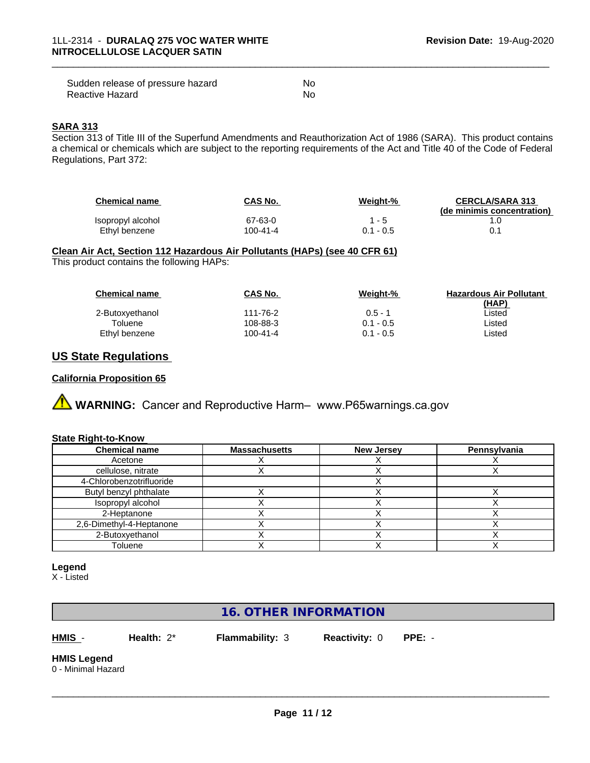| | |
|---|---|
| Sudden release of pressure hazard | No |
| Reactive Hazard | No |

**SARA 313**

Section 313 of Title III of the Superfund Amendments and Reauthorization Act of 1986 (SARA). This product contains a chemical or chemicals which are subject to the reporting requirements of the Act and Title 40 of the Code of Federal Regulations, Part 372:

| Chemical name | CAS No. | Weight-% | CERCLA/SARA 313 (de minimis concentration) |
|---|---|---|---|
| Isopropyl alcohol | 67-63-0 | 1 - 5 | 1.0 |
| Ethyl benzene | 100-41-4 | 0.1 - 0.5 | 0.1 |

**Clean Air Act, Section 112 Hazardous Air Pollutants (HAPs) (see 40 CFR 61)**

This product contains the following HAPs:

| Chemical name | CAS No. | Weight-% | Hazardous Air Pollutant (HAP) |
|---|---|---|---|
| 2-Butoxyethanol | 111-76-2 | 0.5 - 1 | Listed |
| Toluene | 108-88-3 | 0.1 - 0.5 | Listed |
| Ethyl benzene | 100-41-4 | 0.1 - 0.5 | Listed |

## US State Regulations

**California Proposition 65**

⚠ **WARNING:** Cancer and Reproductive Harm– www.P65warnings.ca.gov

**State Right-to-Know**

| Chemical name | Massachusetts | New Jersey | Pennsylvania |
|---|---|---|---|
| Acetone | X | X | X |
| cellulose, nitrate | X | X | X |
| 4-Chlorobenzotrifluoride | | X | |
| Butyl benzyl phthalate | X | X | X |
| Isopropyl alcohol | X | X | X |
| 2-Heptanone | X | X | X |
| 2,6-Dimethyl-4-Heptanone | X | X | X |
| 2-Butoxyethanol | X | X | X |
| Toluene | X | X | X |

**Legend**

X - Listed

## 16. OTHER INFORMATION

**HMIS** - **Health:** 2* **Flammability:** 3 **Reactivity:** 0 **PPE:** -

**HMIS Legend**

0 - Minimal Hazard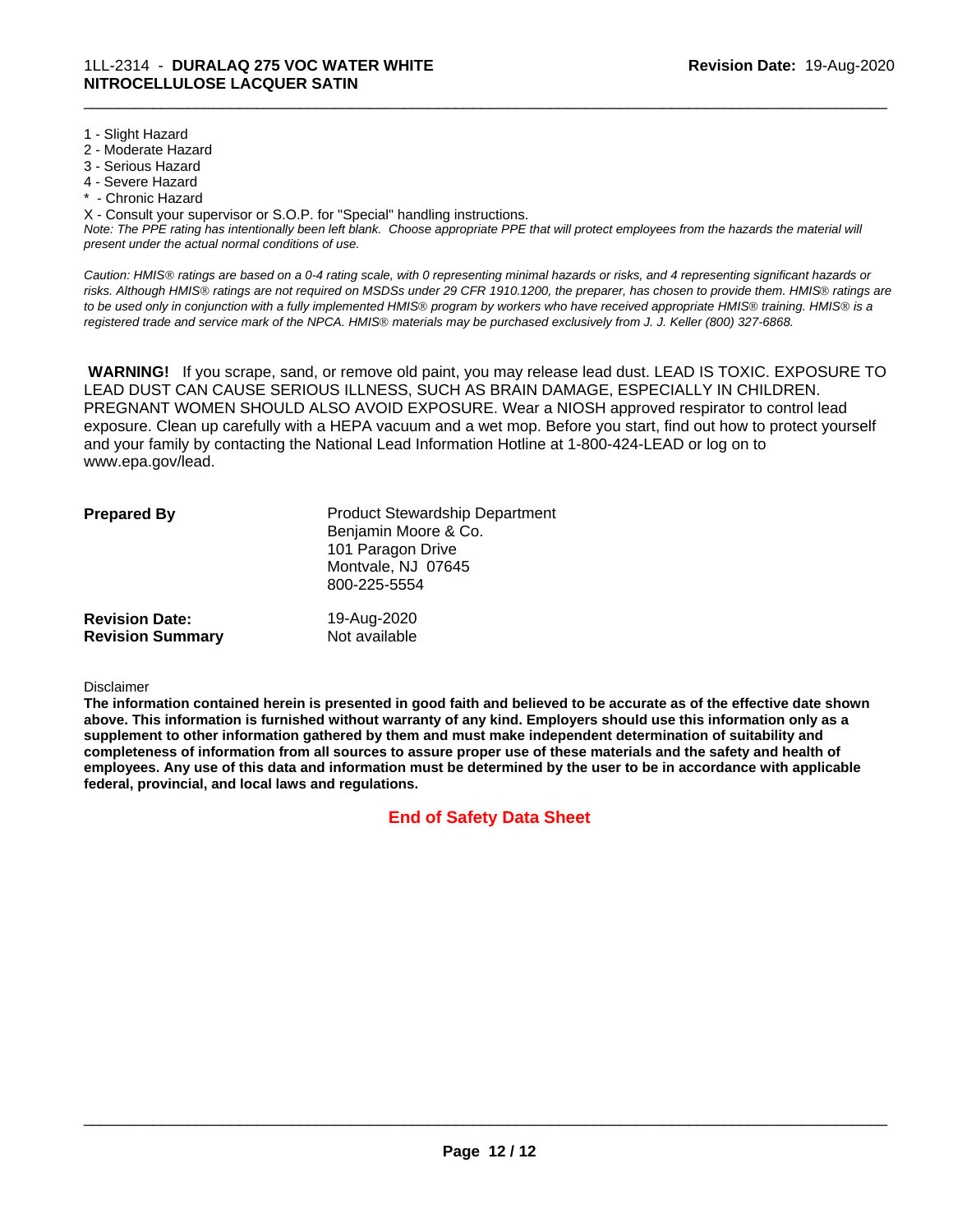1 - Slight Hazard
2 - Moderate Hazard
3 - Serious Hazard
4 - Severe Hazard
* - Chronic Hazard

X - Consult your supervisor or S.O.P. for "Special" handling instructions.

*Note: The PPE rating has intentionally been left blank. Choose appropriate PPE that will protect employees from the hazards the material will present under the actual normal conditions of use.*

*Caution: HMIS® ratings are based on a 0-4 rating scale, with 0 representing minimal hazards or risks, and 4 representing significant hazards or risks. Although HMIS® ratings are not required on MSDSs under 29 CFR 1910.1200, the preparer, has chosen to provide them. HMIS® ratings are to be used only in conjunction with a fully implemented HMIS® program by workers who have received appropriate HMIS® training. HMIS® is a registered trade and service mark of the NPCA. HMIS® materials may be purchased exclusively from J. J. Keller (800) 327-6868.*

**WARNING!** If you scrape, sand, or remove old paint, you may release lead dust. LEAD IS TOXIC. EXPOSURE TO LEAD DUST CAN CAUSE SERIOUS ILLNESS, SUCH AS BRAIN DAMAGE, ESPECIALLY IN CHILDREN. PREGNANT WOMEN SHOULD ALSO AVOID EXPOSURE. Wear a NIOSH approved respirator to control lead exposure. Clean up carefully with a HEPA vacuum and a wet mop. Before you start, find out how to protect yourself and your family by contacting the National Lead Information Hotline at 1-800-424-LEAD or log on to www.epa.gov/lead.

| | |
|---|---|
| **Prepared By** | Product Stewardship Department<br>Benjamin Moore & Co.<br>101 Paragon Drive<br>Montvale, NJ 07645<br>800-225-5554 |
| **Revision Date:** | 19-Aug-2020 |
| **Revision Summary** | Not available |

Disclaimer

**The information contained herein is presented in good faith and believed to be accurate as of the effective date shown above. This information is furnished without warranty of any kind. Employers should use this information only as a supplement to other information gathered by them and must make independent determination of suitability and completeness of information from all sources to assure proper use of these materials and the safety and health of employees. Any use of this data and information must be determined by the user to be in accordance with applicable federal, provincial, and local laws and regulations.**

**End of Safety Data Sheet**